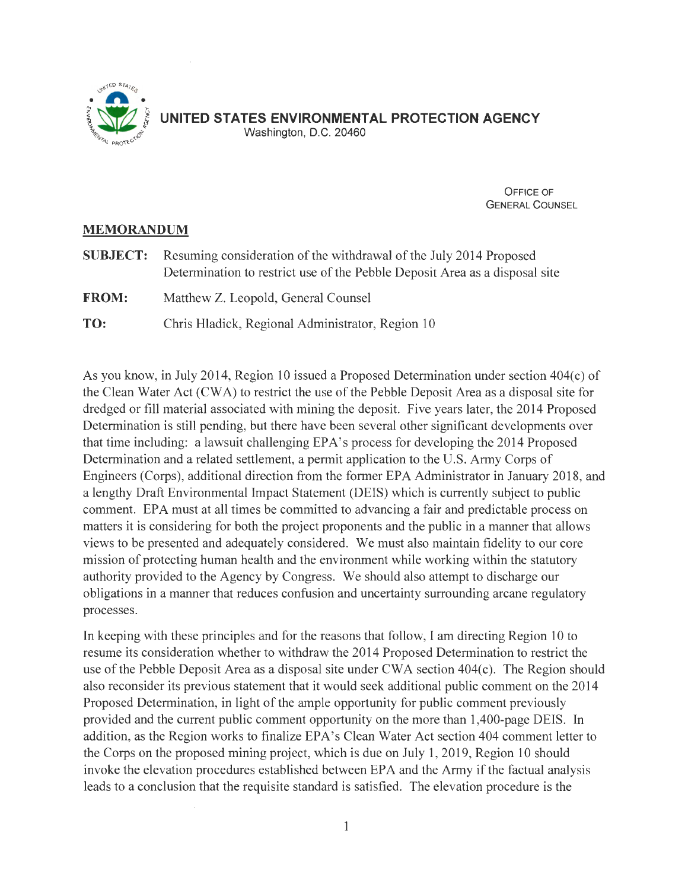**UNITED STATES ENVIRONMENTAL PROTECTION AGENCY**
Washington, D.C. 20460

OFFICE OF
GENERAL COUNSEL

**MEMORANDUM**

**SUBJECT:** Resuming consideration of the withdrawal of the July 2014 Proposed Determination to restrict use of the Pebble Deposit Area as a disposal site

**FROM:** Matthew Z. Leopold, General Counsel

**TO:** Chris Hladick, Regional Administrator, Region 10

As you know, in July 2014, Region 10 issued a Proposed Determination under section 404(c) of the Clean Water Act (CWA) to restrict the use of the Pebble Deposit Area as a disposal site for dredged or fill material associated with mining the deposit. Five years later, the 2014 Proposed Determination is still pending, but there have been several other significant developments over that time including: a lawsuit challenging EPA's process for developing the 2014 Proposed Determination and a related settlement, a permit application to the U.S. Army Corps of Engineers (Corps), additional direction from the former EPA Administrator in January 2018, and a lengthy Draft Environmental Impact Statement (DEIS) which is currently subject to public comment. EPA must at all times be committed to advancing a fair and predictable process on matters it is considering for both the project proponents and the public in a manner that allows views to be presented and adequately considered. We must also maintain fidelity to our core mission of protecting human health and the environment while working within the statutory authority provided to the Agency by Congress. We should also attempt to discharge our obligations in a manner that reduces confusion and uncertainty surrounding arcane regulatory processes.

In keeping with these principles and for the reasons that follow, I am directing Region 10 to resume its consideration whether to withdraw the 2014 Proposed Determination to restrict the use of the Pebble Deposit Area as a disposal site under CWA section 404(c). The Region should also reconsider its previous statement that it would seek additional public comment on the 2014 Proposed Determination, in light of the ample opportunity for public comment previously provided and the current public comment opportunity on the more than 1,400-page DEIS. In addition, as the Region works to finalize EPA's Clean Water Act section 404 comment letter to the Corps on the proposed mining project, which is due on July 1, 2019, Region 10 should invoke the elevation procedures established between EPA and the Army if the factual analysis leads to a conclusion that the requisite standard is satisfied. The elevation procedure is the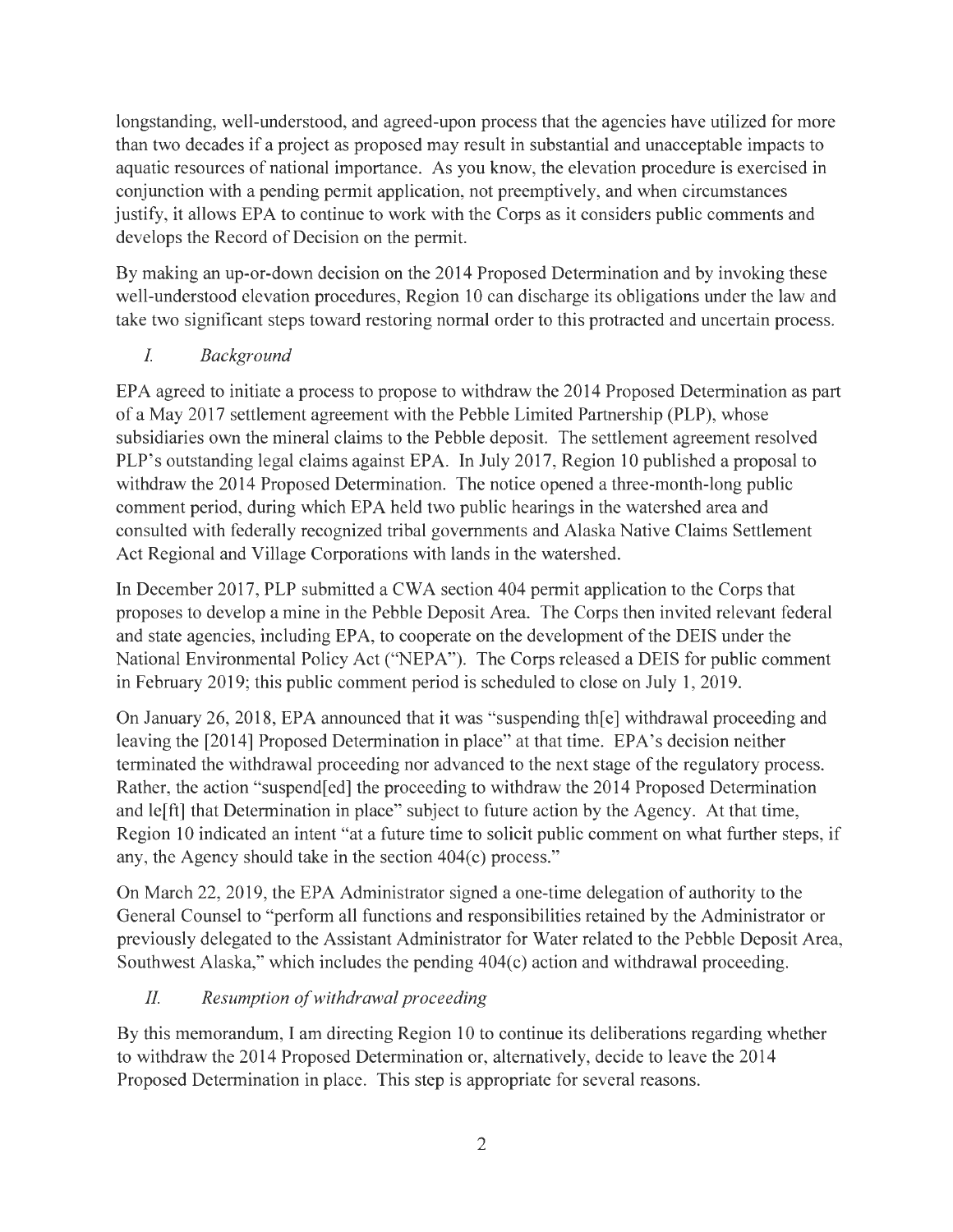longstanding, well-understood, and agreed-upon process that the agencies have utilized for more than two decades if a project as proposed may result in substantial and unacceptable impacts to aquatic resources of national importance. As you know, the elevation procedure is exercised in conjunction with a pending permit application, not preemptively, and when circumstances justify, it allows EPA to continue to work with the Corps as it considers public comments and develops the Record of Decision on the permit.

By making an up-or-down decision on the 2014 Proposed Determination and by invoking these well-understood elevation procedures, Region 10 can discharge its obligations under the law and take two significant steps toward restoring normal order to this protracted and uncertain process.

## *I. Background*

EPA agreed to initiate a process to propose to withdraw the 2014 Proposed Determination as part of a May 2017 settlement agreement with the Pebble Limited Partnership (PLP), whose subsidiaries own the mineral claims to the Pebble deposit. The settlement agreement resolved PLP's outstanding legal claims against EPA. In July 2017, Region 10 published a proposal to withdraw the 2014 Proposed Determination. The notice opened a three-month-long public comment period, during which EPA held two public hearings in the watershed area and consulted with federally recognized tribal governments and Alaska Native Claims Settlement Act Regional and Village Corporations with lands in the watershed.

In December 2017, PLP submitted a CWA section 404 permit application to the Corps that proposes to develop a mine in the Pebble Deposit Area. The Corps then invited relevant federal and state agencies, including EPA, to cooperate on the development of the DEIS under the National Environmental Policy Act ("NEPA"). The Corps released a DEIS for public comment in February 2019; this public comment period is scheduled to close on July 1, 2019.

On January 26, 2018, EPA announced that it was "suspending th[e] withdrawal proceeding and leaving the [2014] Proposed Determination in place" at that time. EPA's decision neither terminated the withdrawal proceeding nor advanced to the next stage of the regulatory process. Rather, the action "suspend[ed] the proceeding to withdraw the 2014 Proposed Determination and le[ft] that Determination in place" subject to future action by the Agency. At that time, Region 10 indicated an intent "at a future time to solicit public comment on what further steps, if any, the Agency should take in the section 404(c) process."

On March 22, 2019, the EPA Administrator signed a one-time delegation of authority to the General Counsel to "perform all functions and responsibilities retained by the Administrator or previously delegated to the Assistant Administrator for Water related to the Pebble Deposit Area, Southwest Alaska," which includes the pending 404(c) action and withdrawal proceeding.

## *II. Resumption of withdrawal proceeding*

By this memorandum, I am directing Region 10 to continue its deliberations regarding whether to withdraw the 2014 Proposed Determination or, alternatively, decide to leave the 2014 Proposed Determination in place. This step is appropriate for several reasons.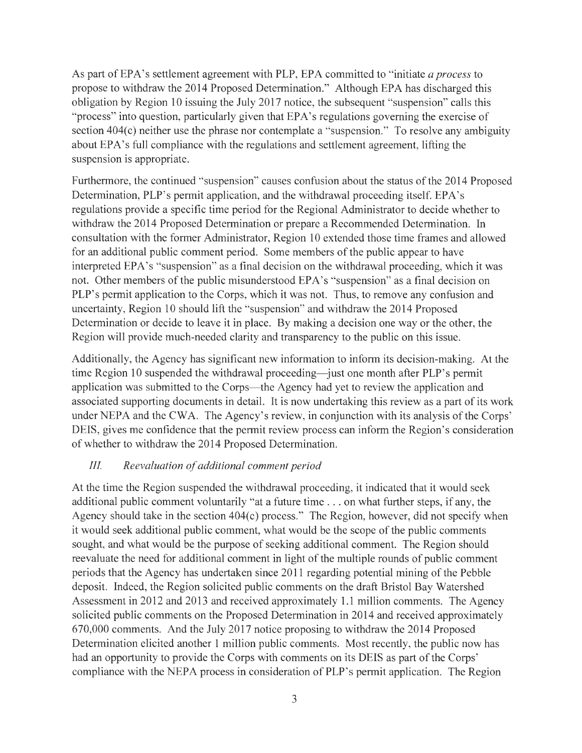As part of EPA's settlement agreement with PLP, EPA committed to "initiate *a process* to propose to withdraw the 2014 Proposed Determination." Although EPA has discharged this obligation by Region 10 issuing the July 2017 notice, the subsequent "suspension" calls this "process" into question, particularly given that EPA's regulations governing the exercise of section 404(c) neither use the phrase nor contemplate a "suspension." To resolve any ambiguity about EPA's full compliance with the regulations and settlement agreement, lifting the suspension is appropriate.

Furthermore, the continued "suspension" causes confusion about the status of the 2014 Proposed Determination, PLP's permit application, and the withdrawal proceeding itself. EPA's regulations provide a specific time period for the Regional Administrator to decide whether to withdraw the 2014 Proposed Determination or prepare a Recommended Determination. In consultation with the former Administrator, Region 10 extended those time frames and allowed for an additional public comment period. Some members of the public appear to have interpreted EPA's "suspension" as a final decision on the withdrawal proceeding, which it was not. Other members of the public misunderstood EPA's "suspension" as a final decision on PLP's permit application to the Corps, which it was not. Thus, to remove any confusion and uncertainty, Region 10 should lift the "suspension" and withdraw the 2014 Proposed Determination or decide to leave it in place. By making a decision one way or the other, the Region will provide much-needed clarity and transparency to the public on this issue.

Additionally, the Agency has significant new information to inform its decision-making. At the time Region 10 suspended the withdrawal proceeding—just one month after PLP's permit application was submitted to the Corps—the Agency had yet to review the application and associated supporting documents in detail. It is now undertaking this review as a part of its work under NEPA and the CWA. The Agency's review, in conjunction with its analysis of the Corps' DEIS, gives me confidence that the permit review process can inform the Region's consideration of whether to withdraw the 2014 Proposed Determination.

### *III. Reevaluation of additional comment period*

At the time the Region suspended the withdrawal proceeding, it indicated that it would seek additional public comment voluntarily "at a future time . . . on what further steps, if any, the Agency should take in the section 404(c) process." The Region, however, did not specify when it would seek additional public comment, what would be the scope of the public comments sought, and what would be the purpose of seeking additional comment. The Region should reevaluate the need for additional comment in light of the multiple rounds of public comment periods that the Agency has undertaken since 2011 regarding potential mining of the Pebble deposit. Indeed, the Region solicited public comments on the draft Bristol Bay Watershed Assessment in 2012 and 2013 and received approximately 1.1 million comments. The Agency solicited public comments on the Proposed Determination in 2014 and received approximately 670,000 comments. And the July 2017 notice proposing to withdraw the 2014 Proposed Determination elicited another 1 million public comments. Most recently, the public now has had an opportunity to provide the Corps with comments on its DEIS as part of the Corps' compliance with the NEPA process in consideration of PLP's permit application. The Region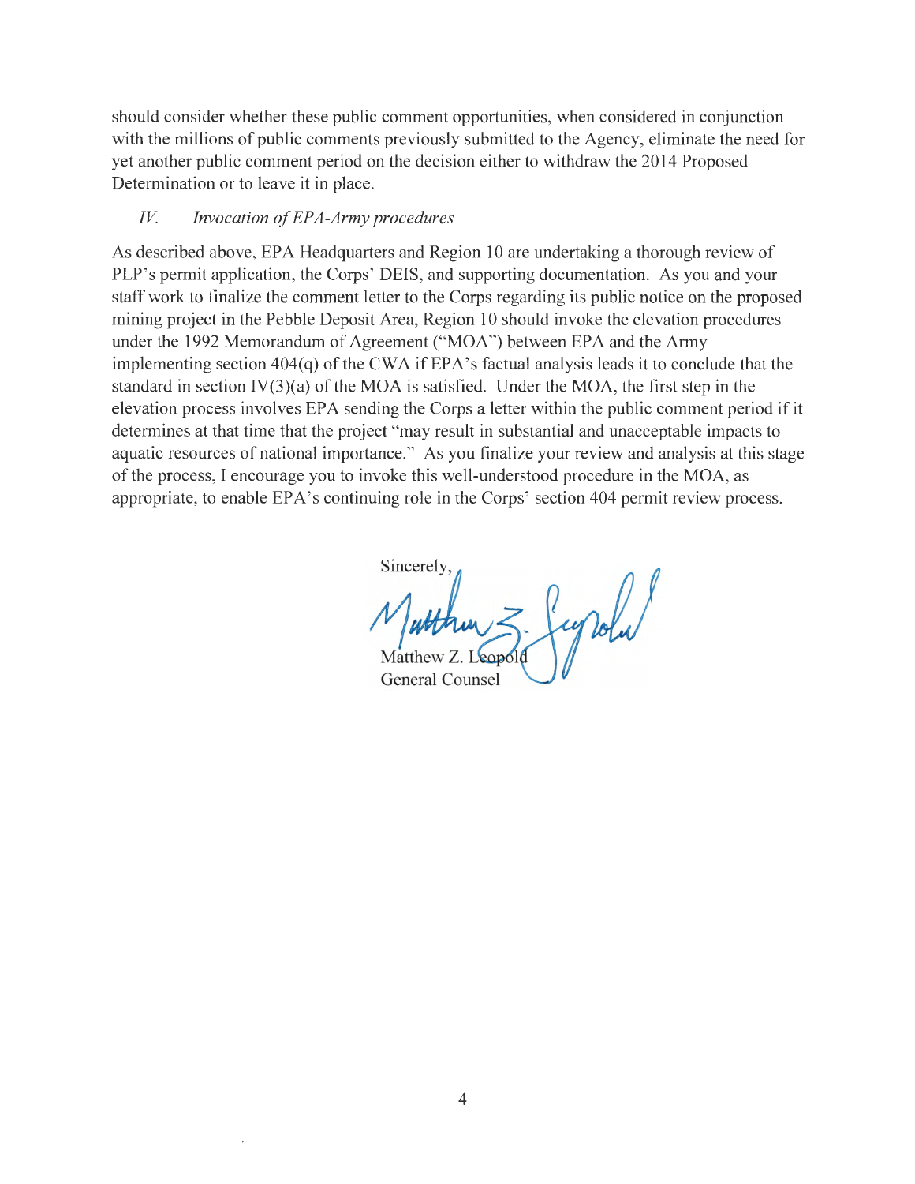should consider whether these public comment opportunities, when considered in conjunction with the millions of public comments previously submitted to the Agency, eliminate the need for yet another public comment period on the decision either to withdraw the 2014 Proposed Determination or to leave it in place.

## *IV. Invocation of EPA-Army procedures*

As described above, EPA Headquarters and Region 10 are undertaking a thorough review of PLP's permit application, the Corps' DEIS, and supporting documentation. As you and your staff work to finalize the comment letter to the Corps regarding its public notice on the proposed mining project in the Pebble Deposit Area, Region 10 should invoke the elevation procedures under the 1992 Memorandum of Agreement ("MOA") between EPA and the Army implementing section 404(q) of the CWA if EPA's factual analysis leads it to conclude that the standard in section IV(3)(a) of the MOA is satisfied. Under the MOA, the first step in the elevation process involves EPA sending the Corps a letter within the public comment period if it determines at that time that the project "may result in substantial and unacceptable impacts to aquatic resources of national importance." As you finalize your review and analysis at this stage of the process, I encourage you to invoke this well-understood procedure in the MOA, as appropriate, to enable EPA's continuing role in the Corps' section 404 permit review process.

Sincerely,

Matthew Z. Leopold
General Counsel